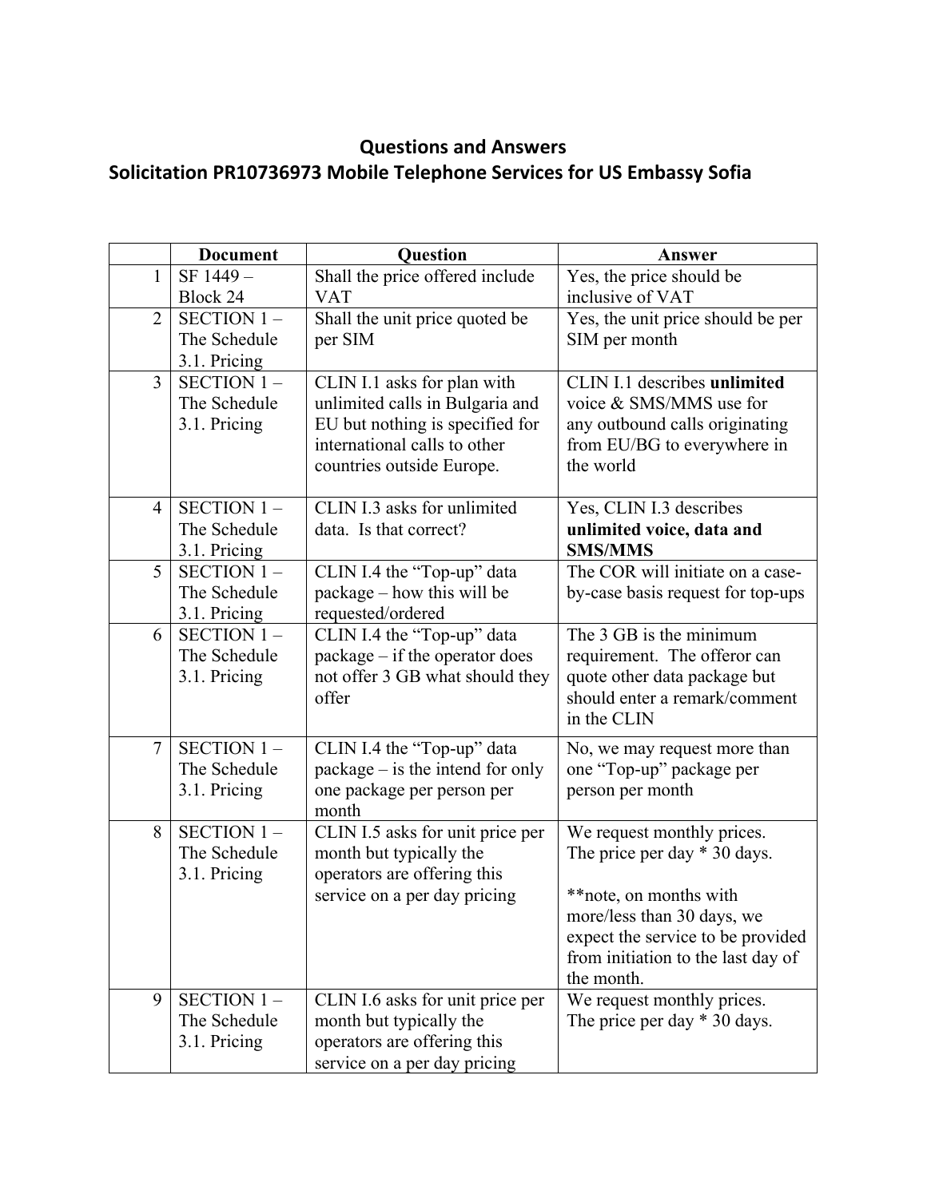# Questions and Answers
## Solicitation PR10736973 Mobile Telephone Services for US Embassy Sofia

| | Document | Question | Answer |
|---|---|---|---|
| 1 | SF 1449 – Block 24 | Shall the price offered include VAT | Yes, the price should be inclusive of VAT |
| 2 | SECTION 1 – The Schedule 3.1. Pricing | Shall the unit price quoted be per SIM | Yes, the unit price should be per SIM per month |
| 3 | SECTION 1 – The Schedule 3.1. Pricing | CLIN I.1 asks for plan with unlimited calls in Bulgaria and EU but nothing is specified for international calls to other countries outside Europe. | CLIN I.1 describes **unlimited** voice & SMS/MMS use for any outbound calls originating from EU/BG to everywhere in the world |
| 4 | SECTION 1 – The Schedule 3.1. Pricing | CLIN I.3 asks for unlimited data. Is that correct? | Yes, CLIN I.3 describes **unlimited voice, data and SMS/MMS** |
| 5 | SECTION 1 – The Schedule 3.1. Pricing | CLIN I.4 the "Top-up" data package – how this will be requested/ordered | The COR will initiate on a case-by-case basis request for top-ups |
| 6 | SECTION 1 – The Schedule 3.1. Pricing | CLIN I.4 the "Top-up" data package – if the operator does not offer 3 GB what should they offer | The 3 GB is the minimum requirement. The offeror can quote other data package but should enter a remark/comment in the CLIN |
| 7 | SECTION 1 – The Schedule 3.1. Pricing | CLIN I.4 the "Top-up" data package – is the intend for only one package per person per month | No, we may request more than one "Top-up" package per person per month |
| 8 | SECTION 1 – The Schedule 3.1. Pricing | CLIN I.5 asks for unit price per month but typically the operators are offering this service on a per day pricing | We request monthly prices. The price per day * 30 days.<br><br>**note, on months with more/less than 30 days, we expect the service to be provided from initiation to the last day of the month. |
| 9 | SECTION 1 – The Schedule 3.1. Pricing | CLIN I.6 asks for unit price per month but typically the operators are offering this service on a per day pricing | We request monthly prices. The price per day * 30 days. |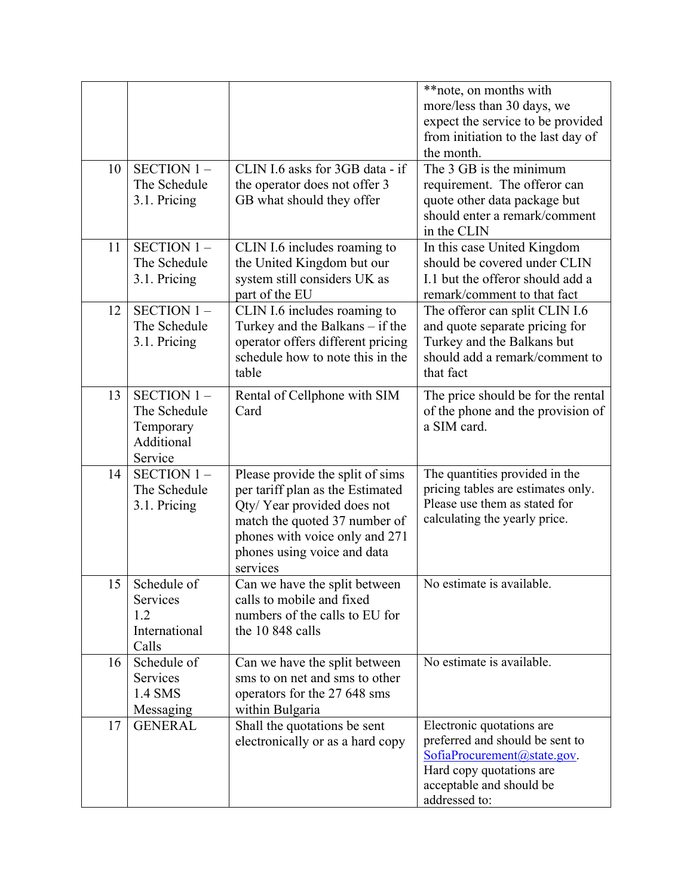| | | | **note, on months with more/less than 30 days, we expect the service to be provided from initiation to the last day of the month. |
|---|---|---|---|
| 10 | SECTION 1 – The Schedule 3.1. Pricing | CLIN I.6 asks for 3GB data - if the operator does not offer 3 GB what should they offer | The 3 GB is the minimum requirement. The offeror can quote other data package but should enter a remark/comment in the CLIN |
| 11 | SECTION 1 – The Schedule 3.1. Pricing | CLIN I.6 includes roaming to the United Kingdom but our system still considers UK as part of the EU | In this case United Kingdom should be covered under CLIN I.1 but the offeror should add a remark/comment to that fact |
| 12 | SECTION 1 – The Schedule 3.1. Pricing | CLIN I.6 includes roaming to Turkey and the Balkans – if the operator offers different pricing schedule how to note this in the table | The offeror can split CLIN I.6 and quote separate pricing for Turkey and the Balkans but should add a remark/comment to that fact |
| 13 | SECTION 1 – The Schedule Temporary Additional Service | Rental of Cellphone with SIM Card | The price should be for the rental of the phone and the provision of a SIM card. |
| 14 | SECTION 1 – The Schedule 3.1. Pricing | Please provide the split of sims per tariff plan as the Estimated Qty/ Year provided does not match the quoted 37 number of phones with voice only and 271 phones using voice and data services | The quantities provided in the pricing tables are estimates only. Please use them as stated for calculating the yearly price. |
| 15 | Schedule of Services 1.2 International Calls | Can we have the split between calls to mobile and fixed numbers of the calls to EU for the 10 848 calls | No estimate is available. |
| 16 | Schedule of Services 1.4 SMS Messaging | Can we have the split between sms to on net and sms to other operators for the 27 648 sms within Bulgaria | No estimate is available. |
| 17 | GENERAL | Shall the quotations be sent electronically or as a hard copy | Electronic quotations are preferred and should be sent to SofiaProcurement@state.gov. Hard copy quotations are acceptable and should be addressed to: |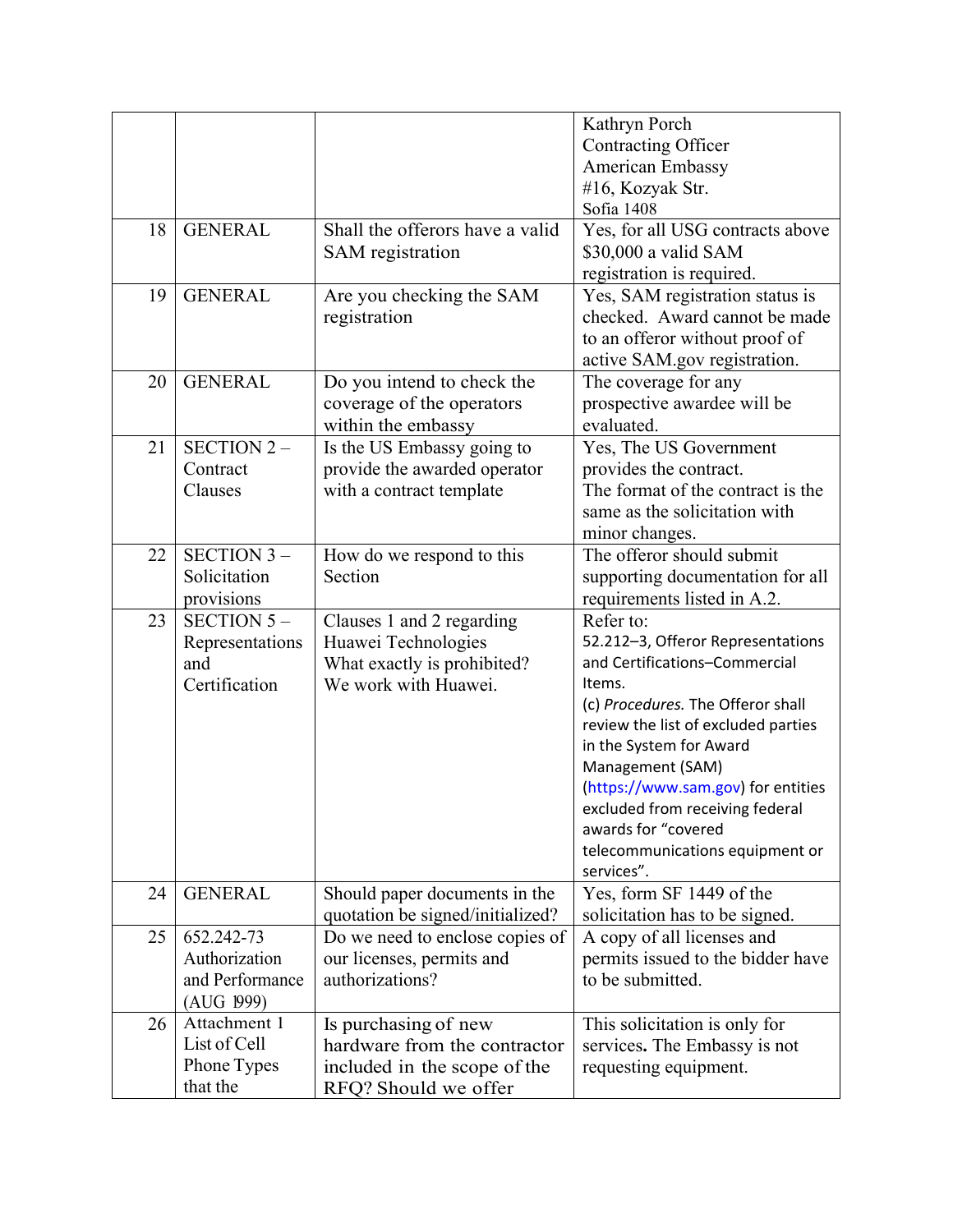| | | | Kathryn Porch<br>Contracting Officer<br>American Embassy<br>#16, Kozyak Str.<br>Sofia 1408 |
|---|---|---|---|
| 18 | GENERAL | Shall the offerors have a valid SAM registration | Yes, for all USG contracts above $30,000 a valid SAM registration is required. |
| 19 | GENERAL | Are you checking the SAM registration | Yes, SAM registration status is checked. Award cannot be made to an offeror without proof of active SAM.gov registration. |
| 20 | GENERAL | Do you intend to check the coverage of the operators within the embassy | The coverage for any prospective awardee will be evaluated. |
| 21 | SECTION 2 – Contract Clauses | Is the US Embassy going to provide the awarded operator with a contract template | Yes, The US Government provides the contract.<br>The format of the contract is the same as the solicitation with minor changes. |
| 22 | SECTION 3 – Solicitation provisions | How do we respond to this Section | The offeror should submit supporting documentation for all requirements listed in A.2. |
| 23 | SECTION 5 – Representations and Certification | Clauses 1 and 2 regarding Huawei Technologies<br>What exactly is prohibited?<br>We work with Huawei. | Refer to:<br>52.212–3, Offeror Representations and Certifications–Commercial Items.<br>(c) *Procedures.* The Offeror shall review the list of excluded parties in the System for Award Management (SAM) (https://www.sam.gov) for entities excluded from receiving federal awards for “covered telecommunications equipment or services”. |
| 24 | GENERAL | Should paper documents in the quotation be signed/initialized? | Yes, form SF 1449 of the solicitation has to be signed. |
| 25 | 652.242-73 Authorization and Performance (AUG 1999) | Do we need to enclose copies of our licenses, permits and authorizations? | A copy of all licenses and permits issued to the bidder have to be submitted. |
| 26 | Attachment 1 List of Cell Phone Types that the | Is purchasing of new hardware from the contractor included in the scope of the RFQ? Should we offer | This solicitation is only for services**.** The Embassy is not requesting equipment. |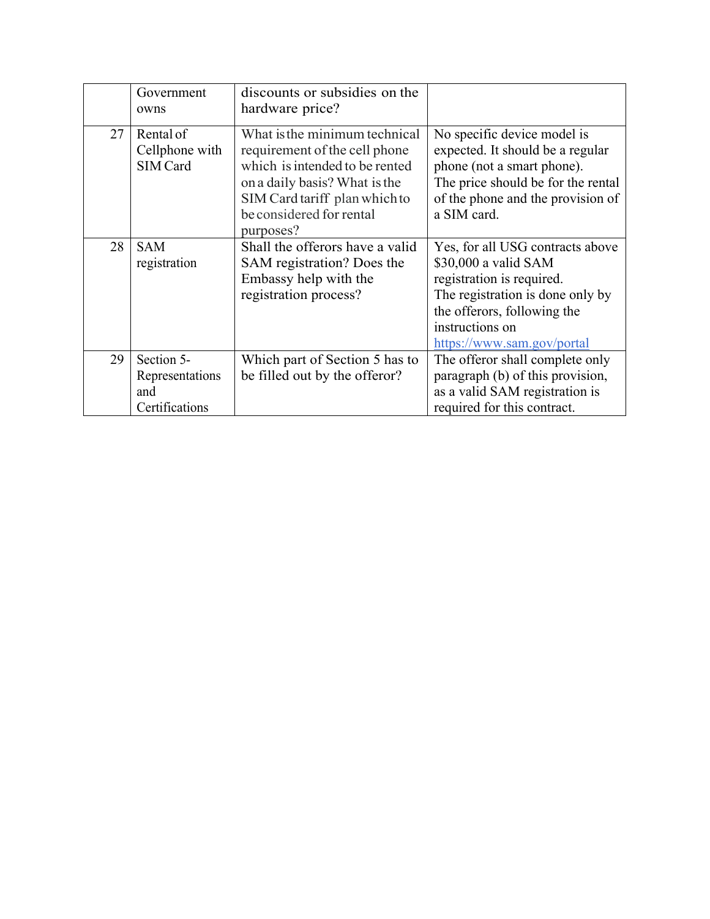| | | | |
|---|---|---|---|
| | Government owns | discounts or subsidies on the hardware price? | |
| 27 | Rental of Cellphone with SIM Card | What is the minimum technical requirement of the cell phone which is intended to be rented on a daily basis? What is the SIM Card tariff plan which to be considered for rental purposes? | No specific device model is expected. It should be a regular phone (not a smart phone).<br>The price should be for the rental of the phone and the provision of a SIM card. |
| 28 | SAM registration | Shall the offerors have a valid SAM registration? Does the Embassy help with the registration process? | Yes, for all USG contracts above $30,000 a valid SAM registration is required.<br>The registration is done only by the offerors, following the instructions on https://www.sam.gov/portal |
| 29 | Section 5-Representations and Certifications | Which part of Section 5 has to be filled out by the offeror? | The offeror shall complete only paragraph (b) of this provision, as a valid SAM registration is required for this contract. |